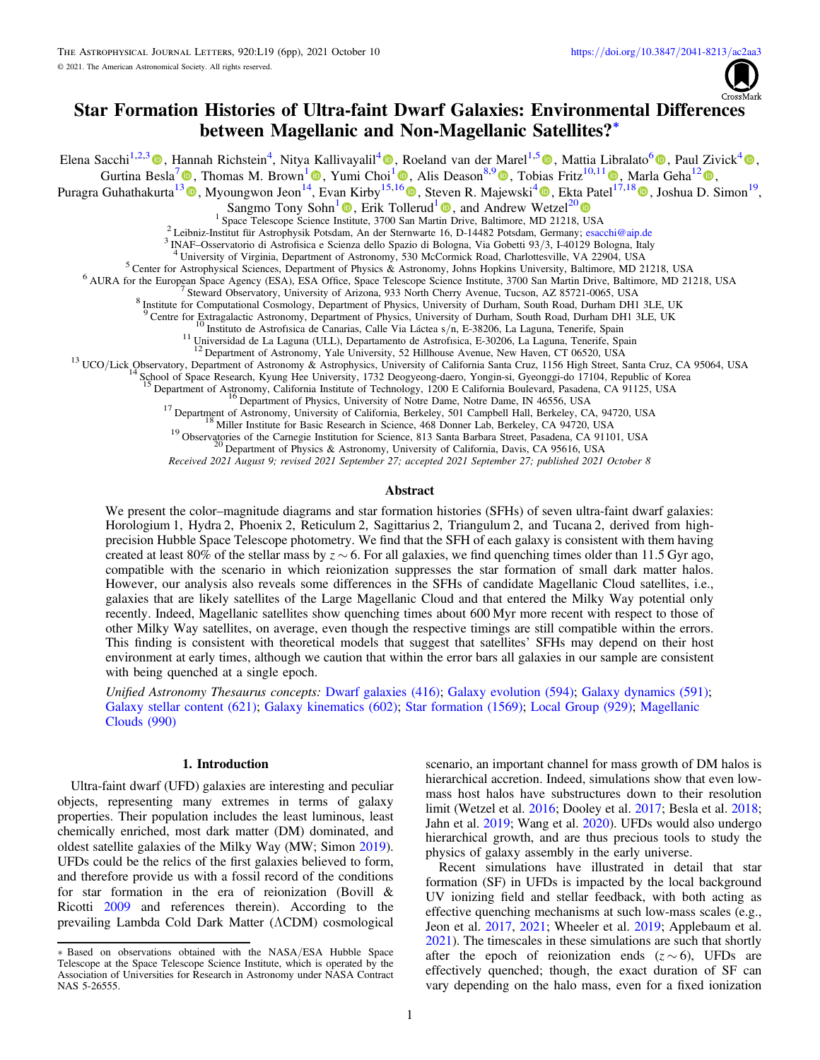# Star Formation Histories of Ultra-faint Dwarf Galaxies: Environmental Differences between Magellanic and Non-Magellanic Satellites?*

Elena Sacchi[1,2,3], Hannah Richstein[4], Nitya Kallivayalil[4], Roeland van der Marel[1,5], Mattia Libralato[6], Paul Zivick[4], Gurtina Besla[7], Thomas M. Brown[1], Yumi Choi[1], Alis Deason[8,9], Tobias Fritz[10,11], Marla Geha[12], Puragra Guhathakurta[13], Myoungwon Jeon[14], Evan Kirby[15,16], Steven R. Majewski[4], Ekta Patel[17,18], Joshua D. Simon[19], Sangmo Tony Sohn[1], Erik Tollerud[1], and Andrew Wetzel[20]

[1] Space Telescope Science Institute, 3700 San Martin Drive, Baltimore, MD 21218, USA
[2] Leibniz-Institut für Astrophysik Potsdam, An der Sternwarte 16, D-14482 Potsdam, Germany; esacchi@aip.de
[3] INAF–Osservatorio di Astrofisica e Scienza dello Spazio di Bologna, Via Gobetti 93/3, I-40129 Bologna, Italy
[4] University of Virginia, Department of Astronomy, 530 McCormick Road, Charlottesville, VA 22904, USA
[5] Center for Astrophysical Sciences, Department of Physics & Astronomy, Johns Hopkins University, Baltimore, MD 21218, USA
[6] AURA for the European Space Agency (ESA), ESA Office, Space Telescope Science Institute, 3700 San Martin Drive, Baltimore, MD 21218, USA
[7] Steward Observatory, University of Arizona, 933 North Cherry Avenue, Tucson, AZ 85721-0065, USA
[8] Institute for Computational Cosmology, Department of Physics, University of Durham, South Road, Durham DH1 3LE, UK
[9] Centre for Extragalactic Astronomy, Department of Physics, University of Durham, South Road, Durham DH1 3LE, UK
[10] Instituto de Astrofisica de Canarias, Calle Via Láctea s/n, E-38206, La Laguna, Tenerife, Spain
[11] Universidad de La Laguna (ULL), Departamento de Astrofısica, E-30206, La Laguna, Tenerife, Spain
[12] Department of Astronomy, Yale University, 52 Hillhouse Avenue, New Haven, CT 06520, USA
[13] UCO/Lick Observatory, Department of Astronomy & Astrophysics, University of California Santa Cruz, 1156 High Street, Santa Cruz, CA 95064, USA
[14] School of Space Research, Kyung Hee University, 1732 Deogyeong-daero, Yongin-si, Gyeonggi-do 17104, Republic of Korea
[15] Department of Astronomy, California Institute of Technology, 1200 E California Boulevard, Pasadena, CA 91125, USA
[16] Department of Physics, University of Notre Dame, Notre Dame, IN 46556, USA
[17] Department of Astronomy, University of California, Berkeley, 501 Campbell Hall, Berkeley, CA, 94720, USA
[18] Miller Institute for Basic Research in Science, 468 Donner Lab, Berkeley, CA 94720, USA
[19] Observatories of the Carnegie Institution for Science, 813 Santa Barbara Street, Pasadena, CA 91101, USA
[20] Department of Physics & Astronomy, University of California, Davis, CA 95616, USA

*Received 2021 August 9; revised 2021 September 27; accepted 2021 September 27; published 2021 October 8*

## Abstract

We present the color–magnitude diagrams and star formation histories (SFHs) of seven ultra-faint dwarf galaxies: Horologium 1, Hydra 2, Phoenix 2, Reticulum 2, Sagittarius 2, Triangulum 2, and Tucana 2, derived from high-precision Hubble Space Telescope photometry. We find that the SFH of each galaxy is consistent with them having created at least 80% of the stellar mass by $z \sim 6$. For all galaxies, we find quenching times older than 11.5 Gyr ago, compatible with the scenario in which reionization suppresses the star formation of small dark matter halos. However, our analysis also reveals some differences in the SFHs of candidate Magellanic Cloud satellites, i.e., galaxies that are likely satellites of the Large Magellanic Cloud and that entered the Milky Way potential only recently. Indeed, Magellanic satellites show quenching times about 600 Myr more recent with respect to those of other Milky Way satellites, on average, even though the respective timings are still compatible within the errors. This finding is consistent with theoretical models that suggest that satellites' SFHs may depend on their host environment at early times, although we caution that within the error bars all galaxies in our sample are consistent with being quenched at a single epoch.

*Unified Astronomy Thesaurus concepts:* Dwarf galaxies (416); Galaxy evolution (594); Galaxy dynamics (591); Galaxy stellar content (621); Galaxy kinematics (602); Star formation (1569); Local Group (929); Magellanic Clouds (990)

## 1. Introduction

Ultra-faint dwarf (UFD) galaxies are interesting and peculiar objects, representing many extremes in terms of galaxy properties. Their population includes the least luminous, least chemically enriched, most dark matter (DM) dominated, and oldest satellite galaxies of the Milky Way (MW; Simon 2019). UFDs could be the relics of the first galaxies believed to form, and therefore provide us with a fossil record of the conditions for star formation in the era of reionization (Bovill & Ricotti 2009 and references therein). According to the prevailing Lambda Cold Dark Matter (ΛCDM) cosmological scenario, an important channel for mass growth of DM halos is hierarchical accretion. Indeed, simulations show that even low-mass host halos have substructures down to their resolution limit (Wetzel et al. 2016; Dooley et al. 2017; Besla et al. 2018; Jahn et al. 2019; Wang et al. 2020). UFDs would also undergo hierarchical growth, and are thus precious tools to study the physics of galaxy assembly in the early universe.

Recent simulations have illustrated in detail that star formation (SF) in UFDs is impacted by the local background UV ionizing field and stellar feedback, with both acting as effective quenching mechanisms at such low-mass scales (e.g., Jeon et al. 2017, 2021; Wheeler et al. 2019; Applebaum et al. 2021). The timescales in these simulations are such that shortly after the epoch of reionization ends ($z \sim 6$), UFDs are effectively quenched; though, the exact duration of SF can vary depending on the halo mass, even for a fixed ionization

* Based on observations obtained with the NASA/ESA Hubble Space Telescope at the Space Telescope Science Institute, which is operated by the Association of Universities for Research in Astronomy under NASA Contract NAS 5-26555.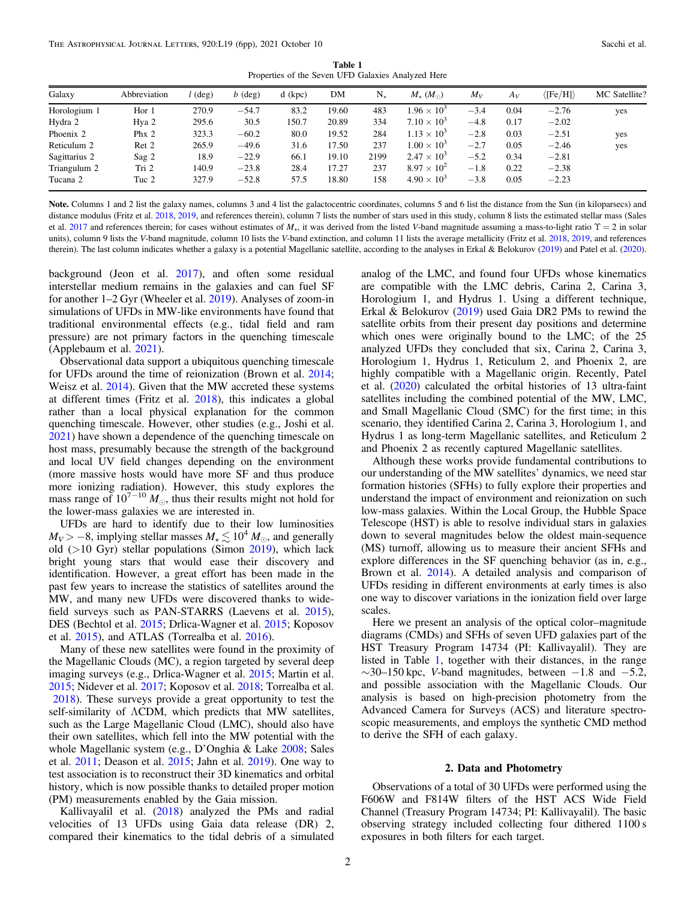**Table 1**
Properties of the Seven UFD Galaxies Analyzed Here

| Galaxy | Abbreviation | $l$ (deg) | $b$ (deg) | d (kpc) | DM | $N_\star$ | $M_\star$ ($M_\odot$) | $M_V$ | $A_V$ | $\langle$[Fe/H]$\rangle$ | MC Satellite? |
|---|---|---|---|---|---|---|---|---|---|---|---|
| Horologium 1 | Hor 1 | 270.9 | −54.7 | 83.2 | 19.60 | 483 | $1.96 \times 10^3$ | −3.4 | 0.04 | −2.76 | yes |
| Hydra 2 | Hya 2 | 295.6 | 30.5 | 150.7 | 20.89 | 334 | $7.10 \times 10^3$ | −4.8 | 0.17 | −2.02 | |
| Phoenix 2 | Phx 2 | 323.3 | −60.2 | 80.0 | 19.52 | 284 | $1.13 \times 10^3$ | −2.8 | 0.03 | −2.51 | yes |
| Reticulum 2 | Ret 2 | 265.9 | −49.6 | 31.6 | 17.50 | 237 | $1.00 \times 10^3$ | −2.7 | 0.05 | −2.46 | yes |
| Sagittarius 2 | Sag 2 | 18.9 | −22.9 | 66.1 | 19.10 | 2199 | $2.47 \times 10^3$ | −5.2 | 0.34 | −2.81 | |
| Triangulum 2 | Tri 2 | 140.9 | −23.8 | 28.4 | 17.27 | 237 | $8.97 \times 10^2$ | −1.8 | 0.22 | −2.38 | |
| Tucana 2 | Tuc 2 | 327.9 | −52.8 | 57.5 | 18.80 | 158 | $4.90 \times 10^3$ | −3.8 | 0.05 | −2.23 | |

**Note.** Columns 1 and 2 list the galaxy names, columns 3 and 4 list the galactocentric coordinates, columns 5 and 6 list the distance from the Sun (in kiloparsecs) and distance modulus (Fritz et al. 2018, 2019, and references therein), column 7 lists the number of stars used in this study, column 8 lists the estimated stellar mass (Sales et al. 2017 and references therein; for cases without estimates of $M_\star$, it was derived from the listed $V$-band magnitude assuming a mass-to-light ratio $\Upsilon = 2$ in solar units), column 9 lists the $V$-band magnitude, column 10 lists the $V$-band extinction, and column 11 lists the average metallicity (Fritz et al. 2018, 2019, and references therein). The last column indicates whether a galaxy is a potential Magellanic satellite, according to the analyses in Erkal & Belokurov (2019) and Patel et al. (2020).

background (Jeon et al. 2017), and often some residual interstellar medium remains in the galaxies and can fuel SF for another 1–2 Gyr (Wheeler et al. 2019). Analyses of zoom-in simulations of UFDs in MW-like environments have found that traditional environmental effects (e.g., tidal field and ram pressure) are not primary factors in the quenching timescale (Applebaum et al. 2021).

Observational data support a ubiquitous quenching timescale for UFDs around the time of reionization (Brown et al. 2014; Weisz et al. 2014). Given that the MW accreted these systems at different times (Fritz et al. 2018), this indicates a global rather than a local physical explanation for the common quenching timescale. However, other studies (e.g., Joshi et al. 2021) have shown a dependence of the quenching timescale on host mass, presumably because the strength of the background and local UV field changes depending on the environment (more massive hosts would have more SF and thus produce more ionizing radiation). However, this study explores the mass range of $10^{7-10}\,M_\odot$, thus their results might not hold for the lower-mass galaxies we are interested in.

UFDs are hard to identify due to their low luminosities $M_V > -8$, implying stellar masses $M_\star \lesssim 10^4\,M_\odot$, and generally old (>10 Gyr) stellar populations (Simon 2019), which lack bright young stars that would ease their discovery and identification. However, a great effort has been made in the past few years to increase the statistics of satellites around the MW, and many new UFDs were discovered thanks to wide-field surveys such as PAN-STARRS (Laevens et al. 2015), DES (Bechtol et al. 2015; Drlica-Wagner et al. 2015; Koposov et al. 2015), and ATLAS (Torrealba et al. 2016).

Many of these new satellites were found in the proximity of the Magellanic Clouds (MC), a region targeted by several deep imaging surveys (e.g., Drlica-Wagner et al. 2015; Martin et al. 2015; Nidever et al. 2017; Koposov et al. 2018; Torrealba et al. 2018). These surveys provide a great opportunity to test the self-similarity of ΛCDM, which predicts that MW satellites, such as the Large Magellanic Cloud (LMC), should also have their own satellites, which fell into the MW potential with the whole Magellanic system (e.g., D'Onghia & Lake 2008; Sales et al. 2011; Deason et al. 2015; Jahn et al. 2019). One way to test association is to reconstruct their 3D kinematics and orbital history, which is now possible thanks to detailed proper motion (PM) measurements enabled by the Gaia mission.

Kallivayalil et al. (2018) analyzed the PMs and radial velocities of 13 UFDs using Gaia data release (DR) 2, compared their kinematics to the tidal debris of a simulated analog of the LMC, and found four UFDs whose kinematics are compatible with the LMC debris, Carina 2, Carina 3, Horologium 1, and Hydrus 1. Using a different technique, Erkal & Belokurov (2019) used Gaia DR2 PMs to rewind the satellite orbits from their present day positions and determine which ones were originally bound to the LMC; of the 25 analyzed UFDs they concluded that six, Carina 2, Carina 3, Horologium 1, Hydrus 1, Reticulum 2, and Phoenix 2, are highly compatible with a Magellanic origin. Recently, Patel et al. (2020) calculated the orbital histories of 13 ultra-faint satellites including the combined potential of the MW, LMC, and Small Magellanic Cloud (SMC) for the first time; in this scenario, they identified Carina 2, Carina 3, Horologium 1, and Hydrus 1 as long-term Magellanic satellites, and Reticulum 2 and Phoenix 2 as recently captured Magellanic satellites.

Although these works provide fundamental contributions to our understanding of the MW satellites' dynamics, we need star formation histories (SFHs) to fully explore their properties and understand the impact of environment and reionization on such low-mass galaxies. Within the Local Group, the Hubble Space Telescope (HST) is able to resolve individual stars in galaxies down to several magnitudes below the oldest main-sequence (MS) turnoff, allowing us to measure their ancient SFHs and explore differences in the SF quenching behavior (as in, e.g., Brown et al. 2014). A detailed analysis and comparison of UFDs residing in different environments at early times is also one way to discover variations in the ionization field over large scales.

Here we present an analysis of the optical color–magnitude diagrams (CMDs) and SFHs of seven UFD galaxies part of the HST Treasury Program 14734 (PI: Kallivayalil). They are listed in Table 1, together with their distances, in the range ~30–150 kpc, $V$-band magnitudes, between −1.8 and −5.2, and possible association with the Magellanic Clouds. Our analysis is based on high-precision photometry from the Advanced Camera for Surveys (ACS) and literature spectroscopic measurements, and employs the synthetic CMD method to derive the SFH of each galaxy.

## 2. Data and Photometry

Observations of a total of 30 UFDs were performed using the F606W and F814W filters of the HST ACS Wide Field Channel (Treasury Program 14734; PI: Kallivayalil). The basic observing strategy included collecting four dithered 1100 s exposures in both filters for each target.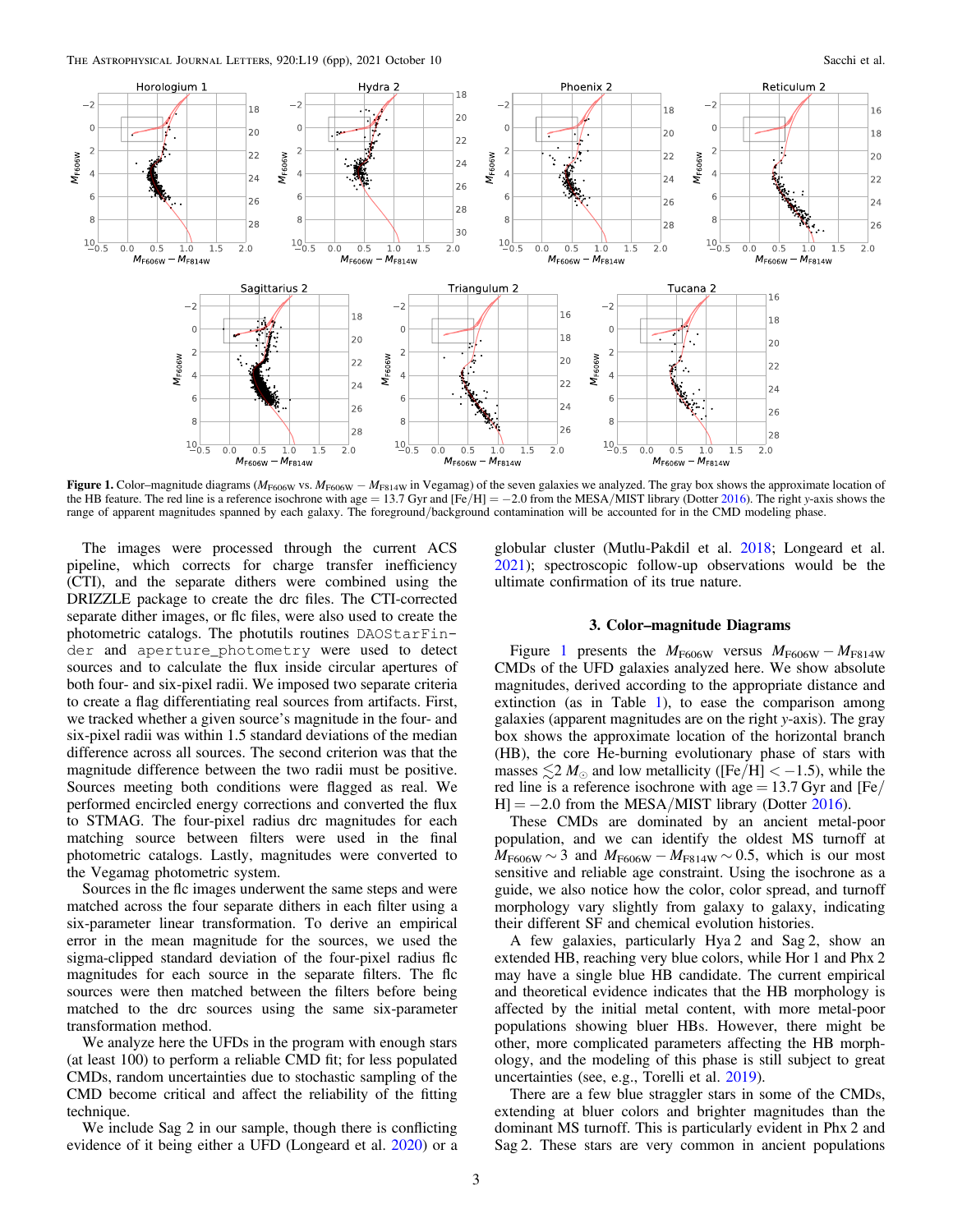**Figure 1.** Color–magnitude diagrams ($M_{F606W}$ vs. $M_{F606W} - M_{F814W}$ in Vegamag) of the seven galaxies we analyzed. The gray box shows the approximate location of the HB feature. The red line is a reference isochrone with age = 13.7 Gyr and [Fe/H] = −2.0 from the MESA/MIST library (Dotter 2016). The right y-axis shows the range of apparent magnitudes spanned by each galaxy. The foreground/background contamination will be accounted for in the CMD modeling phase.

The images were processed through the current ACS pipeline, which corrects for charge transfer inefficiency (CTI), and the separate dithers were combined using the DRIZZLE package to create the drc files. The CTI-corrected separate dither images, or flc files, were also used to create the photometric catalogs. The photutils routines `DAOStarFinder` and `aperture_photometry` were used to detect sources and to calculate the flux inside circular apertures of both four- and six-pixel radii. We imposed two separate criteria to create a flag differentiating real sources from artifacts. First, we tracked whether a given source's magnitude in the four- and six-pixel radii was within 1.5 standard deviations of the median difference across all sources. The second criterion was that the magnitude difference between the two radii must be positive. Sources meeting both conditions were flagged as real. We performed encircled energy corrections and converted the flux to STMAG. The four-pixel radius drc magnitudes for each matching source between filters were used in the final photometric catalogs. Lastly, magnitudes were converted to the Vegamag photometric system.

Sources in the flc images underwent the same steps and were matched across the four separate dithers in each filter using a six-parameter linear transformation. To derive an uncertainty error in the mean magnitude for the sources, we used the sigma-clipped standard deviation of the four-pixel radius flc magnitudes for each source in the separate filters. The flc sources were then matched between the filters before being matched to the drc sources using the same six-parameter transformation method.

We analyze here the UFDs in the program with enough stars (at least 100) to perform a reliable CMD fit; for less populated CMDs, random uncertainties due to stochastic sampling of the CMD become critical and affect the reliability of the fitting technique.

We include Sag 2 in our sample, though there is conflicting evidence of it being either a UFD (Longeard et al. 2020) or a globular cluster (Mutlu-Pakdil et al. 2018; Longeard et al. 2021); spectroscopic follow-up observations would be the ultimate confirmation of its true nature.

### 3. Color–magnitude Diagrams

Figure 1 presents the $M_{F606W}$ versus $M_{F606W} - M_{F814W}$ CMDs of the UFD galaxies analyzed here. We show absolute magnitudes, derived according to the appropriate distance and extinction (as in Table 1), to ease the comparison among galaxies (apparent magnitudes are on the right y-axis). The gray box shows the approximate location of the horizontal branch (HB), the core He-burning evolutionary phase of stars with masses $\lesssim 2\,M_{\odot}$ and low metallicity ([Fe/H] $< -1.5$), while the red line is a reference isochrone with age = 13.7 Gyr and [Fe/H] = −2.0 from the MESA/MIST library (Dotter 2016).

These CMDs are dominated by an ancient metal-poor population, and we can identify the oldest MS turnoff at $M_{F606W} \sim 3$ and $M_{F606W} - M_{F814W} \sim 0.5$, which is our most sensitive and reliable age constraint. Using the isochrone as a guide, we also notice how the color, color spread, and turnoff morphology vary slightly from galaxy to galaxy, indicating their different SF and chemical evolution histories.

A few galaxies, particularly Hya 2 and Sag 2, show an extended HB, reaching very blue colors, while Hor 1 and Phx 2 may have a single blue HB candidate. The current empirical and theoretical evidence indicates that the HB morphology is affected by the initial metal content, with more metal-poor populations showing bluer HBs. However, there might be other, more complicated parameters affecting the HB morphology, and the modeling of this phase is still subject to great uncertainties (see, e.g., Torelli et al. 2019).

There are a few blue straggler stars in some of the CMDs, extending at bluer colors and brighter magnitudes than the dominant MS turnoff. This is particularly evident in Phx 2 and Sag 2. These stars are very common in ancient populations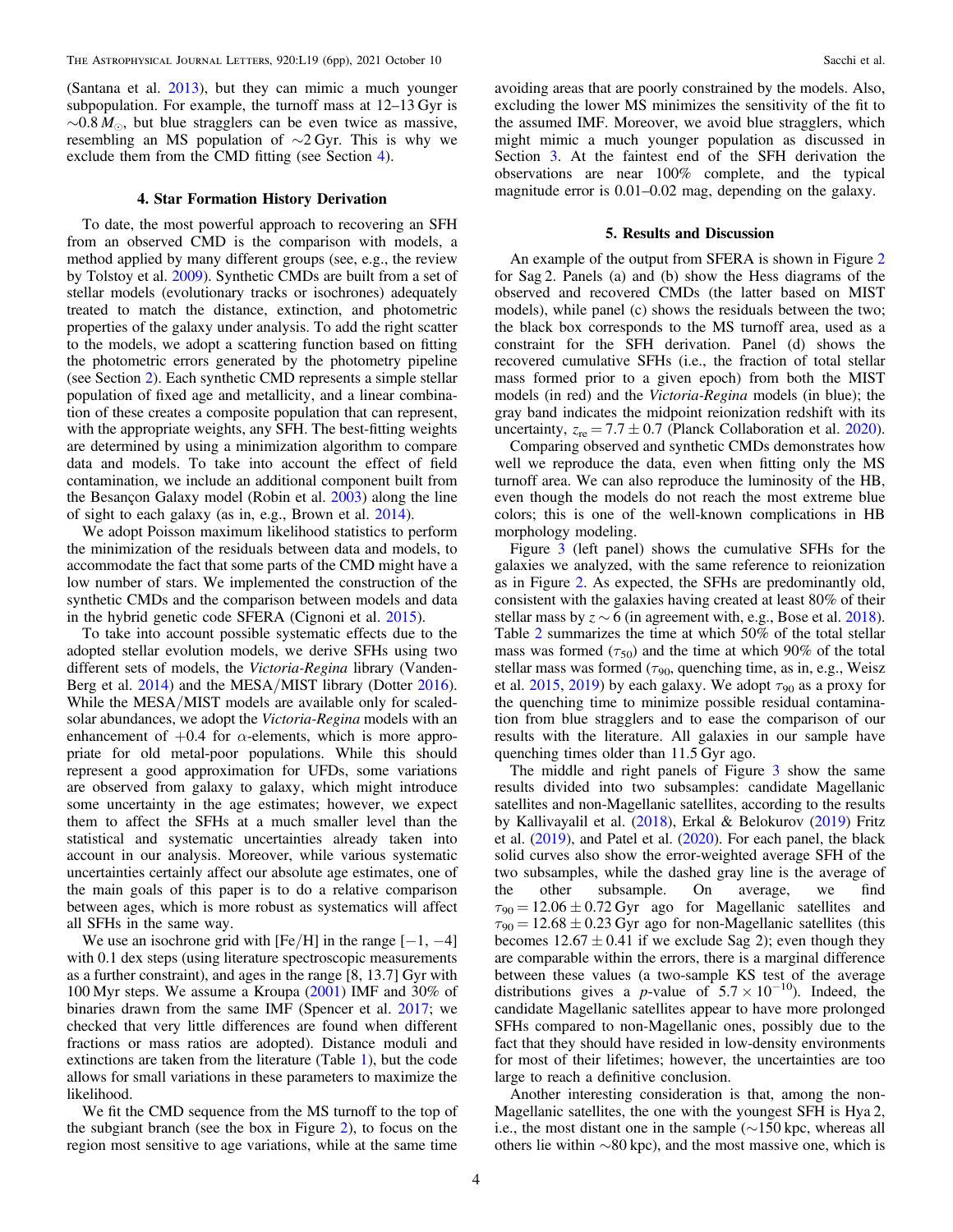(Santana et al. 2013), but they can mimic a much younger subpopulation. For example, the turnoff mass at 12–13 Gyr is $\sim 0.8\,M_{\odot}$, but blue stragglers can be even twice as massive, resembling an MS population of $\sim$2 Gyr. This is why we exclude them from the CMD fitting (see Section 4).

## 4. Star Formation History Derivation

To date, the most powerful approach to recovering an SFH from an observed CMD is the comparison with models, a method applied by many different groups (see, e.g., the review by Tolstoy et al. 2009). Synthetic CMDs are built from a set of stellar models (evolutionary tracks or isochrones) adequately treated to match the distance, extinction, and photometric properties of the galaxy under analysis. To add the right scatter to the models, we adopt a scattering function based on fitting the photometric errors generated by the photometry pipeline (see Section 2). Each synthetic CMD represents a simple stellar population of fixed age and metallicity, and a linear combination of these creates a composite population that can represent, with the appropriate weights, any SFH. The best-fitting weights are determined by using a minimization algorithm to compare data and models. To take into account the effect of field contamination, we include an additional component built from the Besançon Galaxy model (Robin et al. 2003) along the line of sight to each galaxy (as in, e.g., Brown et al. 2014).

We adopt Poisson maximum likelihood statistics to perform the minimization of the residuals between data and models, to accommodate the fact that some parts of the CMD might have a low number of stars. We implemented the construction of the synthetic CMDs and the comparison between models and data in the hybrid genetic code SFERA (Cignoni et al. 2015).

To take into account possible systematic effects due to the adopted stellar evolution models, we derive SFHs using two different sets of models, the *Victoria-Regina* library (VandenBerg et al. 2014) and the MESA/MIST library (Dotter 2016). While the MESA/MIST models are available only for scaled-solar abundances, we adopt the *Victoria-Regina* models with an enhancement of +0.4 for $\alpha$-elements, which is more appropriate for old metal-poor populations. While this should represent a good approximation for UFDs, some variations are observed from galaxy to galaxy, which might introduce some uncertainty in the age estimates; however, we expect them to affect the SFHs at a much smaller level than the statistical and systematic uncertainties already taken into account in our analysis. Moreover, while various systematic uncertainties certainly affect our absolute age estimates, one of the main goals of this paper is to do a relative comparison between ages, which is more robust as systematics will affect all SFHs in the same way.

We use an isochrone grid with [Fe/H] in the range $[-1, -4]$ with 0.1 dex steps (using literature spectroscopic measurements as a further constraint), and ages in the range [8, 13.7] Gyr with 100 Myr steps. We assume a Kroupa (2001) IMF and 30% of binaries drawn from the same IMF (Spencer et al. 2017; we checked that very little differences are found when different fractions or mass ratios are adopted). Distance moduli and extinctions are taken from the literature (Table 1), but the code allows for small variations in these parameters to maximize the likelihood.

We fit the CMD sequence from the MS turnoff to the top of the subgiant branch (see the box in Figure 2), to focus on the region most sensitive to age variations, while at the same time avoiding areas that are poorly constrained by the models. Also, excluding the lower MS minimizes the sensitivity of the fit to the assumed IMF. Moreover, we avoid blue stragglers, which might mimic a much younger population as discussed in Section 3. At the faintest end of the SFH derivation the observations are near 100% complete, and the typical magnitude error is 0.01–0.02 mag, depending on the galaxy.

## 5. Results and Discussion

An example of the output from SFERA is shown in Figure 2 for Sag 2. Panels (a) and (b) show the Hess diagrams of the observed and recovered CMDs (the latter based on MIST models), while panel (c) shows the residuals between the two; the black box corresponds to the MS turnoff area, used as a constraint for the SFH derivation. Panel (d) shows the recovered cumulative SFHs (i.e., the fraction of total stellar mass formed prior to a given epoch) from both the MIST models (in red) and the *Victoria-Regina* models (in blue); the gray band indicates the midpoint reionization redshift with its uncertainty, $z_{\rm re} = 7.7 \pm 0.7$ (Planck Collaboration et al. 2020).

Comparing observed and synthetic CMDs demonstrates how well we reproduce the data, even when fitting only the MS turnoff area. We can also reproduce the luminosity of the HB, even though the models do not reach the most extreme blue colors; this is one of the well-known complications in HB morphology modeling.

Figure 3 (left panel) shows the cumulative SFHs for the galaxies we analyzed, with the same reference to reionization as in Figure 2. As expected, the SFHs are predominantly old, consistent with the galaxies having created at least 80% of their stellar mass by $z \sim 6$ (in agreement with, e.g., Bose et al. 2018). Table 2 summarizes the time at which 50% of the total stellar mass was formed ($\tau_{50}$) and the time at which 90% of the total stellar mass was formed ($\tau_{90}$, quenching time, as in, e.g., Weisz et al. 2015, 2019) by each galaxy. We adopt $\tau_{90}$ as a proxy for the quenching time to minimize possible residual contamination from blue stragglers and to ease the comparison of our results with the literature. All galaxies in our sample have quenching times older than 11.5 Gyr ago.

The middle and right panels of Figure 3 show the same results divided into two subsamples: candidate Magellanic satellites and non-Magellanic satellites, according to the results by Kallivayalil et al. (2018), Erkal & Belokurov (2019) Fritz et al. (2019), and Patel et al. (2020). For each panel, the black solid curves also show the error-weighted average SFH of the two subsamples, while the dashed gray line is the average of the other subsample. On average, we find $\tau_{90} = 12.06 \pm 0.72$ Gyr ago for Magellanic satellites and $\tau_{90} = 12.68 \pm 0.23$ Gyr ago for non-Magellanic satellites (this becomes $12.67 \pm 0.41$ if we exclude Sag 2); even though they are comparable within the errors, there is a marginal difference between these values (a two-sample KS test of the average distributions gives a $p$-value of $5.7 \times 10^{-10}$). Indeed, the candidate Magellanic satellites appear to have more prolonged SFHs compared to non-Magellanic ones, possibly due to the fact that they should have resided in low-density environments for most of their lifetimes; however, the uncertainties are too large to reach a definitive conclusion.

Another interesting consideration is that, among the non-Magellanic satellites, the one with the youngest SFH is Hya 2, i.e., the most distant one in the sample ($\sim$150 kpc, whereas all others lie within $\sim$80 kpc), and the most massive one, which is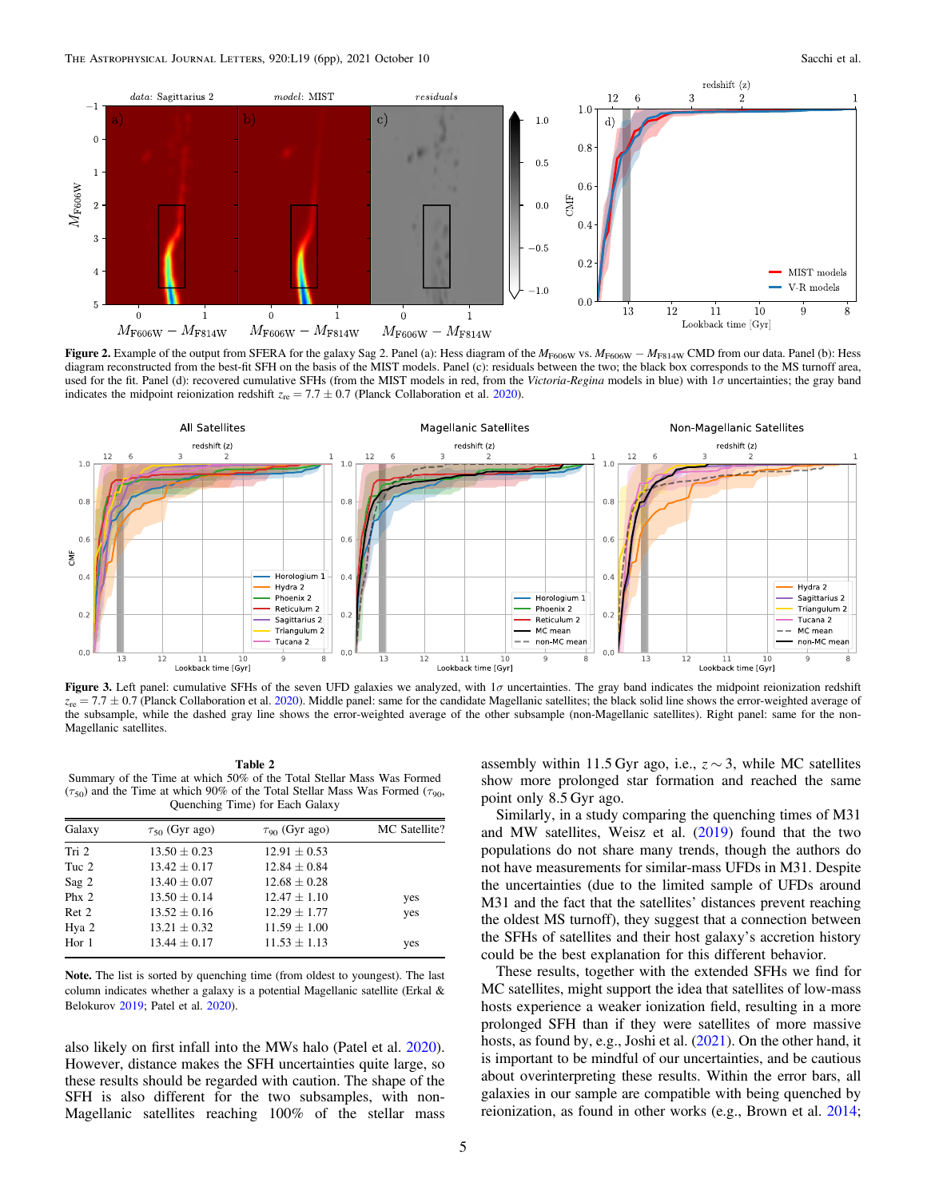**Figure 2.** Example of the output from SFERA for the galaxy Sag 2. Panel (a): Hess diagram of the $M_{F606W}$ vs. $M_{F606W} - M_{F814W}$ CMD from our data. Panel (b): Hess diagram reconstructed from the best-fit SFH on the basis of the MIST models. Panel (c): residuals between the two; the black box corresponds to the MS turnoff area, used for the fit. Panel (d): recovered cumulative SFHs (from the MIST models in red, from the *Victoria-Regina* models in blue) with $1\sigma$ uncertainties; the gray band indicates the midpoint reionization redshift $z_{re} = 7.7 \pm 0.7$ (Planck Collaboration et al. 2020).

**Figure 3.** Left panel: cumulative SFHs of the seven UFD galaxies we analyzed, with $1\sigma$ uncertainties. The gray band indicates the midpoint reionization redshift $z_{re} = 7.7 \pm 0.7$ (Planck Collaboration et al. 2020). Middle panel: same for the candidate Magellanic satellites; the black solid line shows the error-weighted average of the subsample, while the dashed gray line shows the error-weighted average of the other subsample (non-Magellanic satellites). Right panel: same for the non-Magellanic satellites.

**Table 2**
Summary of the Time at which 50% of the Total Stellar Mass Was Formed ($\tau_{50}$) and the Time at which 90% of the Total Stellar Mass Was Formed ($\tau_{90}$, Quenching Time) for Each Galaxy

| Galaxy | $\tau_{50}$ (Gyr ago) | $\tau_{90}$ (Gyr ago) | MC Satellite? |
|---|---|---|---|
| Tri 2 | $13.50 \pm 0.23$ | $12.91 \pm 0.53$ | |
| Tuc 2 | $13.42 \pm 0.17$ | $12.84 \pm 0.84$ | |
| Sag 2 | $13.40 \pm 0.07$ | $12.68 \pm 0.28$ | |
| Phx 2 | $13.50 \pm 0.14$ | $12.47 \pm 1.10$ | yes |
| Ret 2 | $13.52 \pm 0.16$ | $12.29 \pm 1.77$ | yes |
| Hya 2 | $13.21 \pm 0.32$ | $11.59 \pm 1.00$ | |
| Hor 1 | $13.44 \pm 0.17$ | $11.53 \pm 1.13$ | yes |

**Note.** The list is sorted by quenching time (from oldest to youngest). The last column indicates whether a galaxy is a potential Magellanic satellite (Erkal & Belokurov 2019; Patel et al. 2020).

also likely on first infall into the MWs halo (Patel et al. 2020). However, distance makes the SFH uncertainties quite large, so these results should be regarded with caution. The shape of the SFH is also different for the two subsamples, with non-Magellanic satellites reaching 100% of the stellar mass assembly within 11.5 Gyr ago, i.e., $z \sim 3$, while MC satellites show more prolonged star formation and reached the same point only 8.5 Gyr ago.

Similarly, in a study comparing the quenching times of M31 and MW satellites, Weisz et al. (2019) found that the two populations do not share many trends, though the authors do not have measurements for similar-mass UFDs in M31. Despite the uncertainties (due to the limited sample of UFDs around M31 and the fact that the satellites' distances prevent reaching the oldest MS turnoff), they suggest that a connection between the SFHs of satellites and their host galaxy's accretion history could be the best explanation for this different behavior.

These results, together with the extended SFHs we find for MC satellites, might support the idea that satellites of low-mass hosts experience a weaker ionization field, resulting in a more prolonged SFH than if they were satellites of more massive hosts, as found by, e.g., Joshi et al. (2021). On the other hand, it is important to be mindful of our uncertainties, and be cautious about overinterpreting these results. Within the error bars, all galaxies in our sample are compatible with being quenched by reionization, as found in other works (e.g., Brown et al. 2014;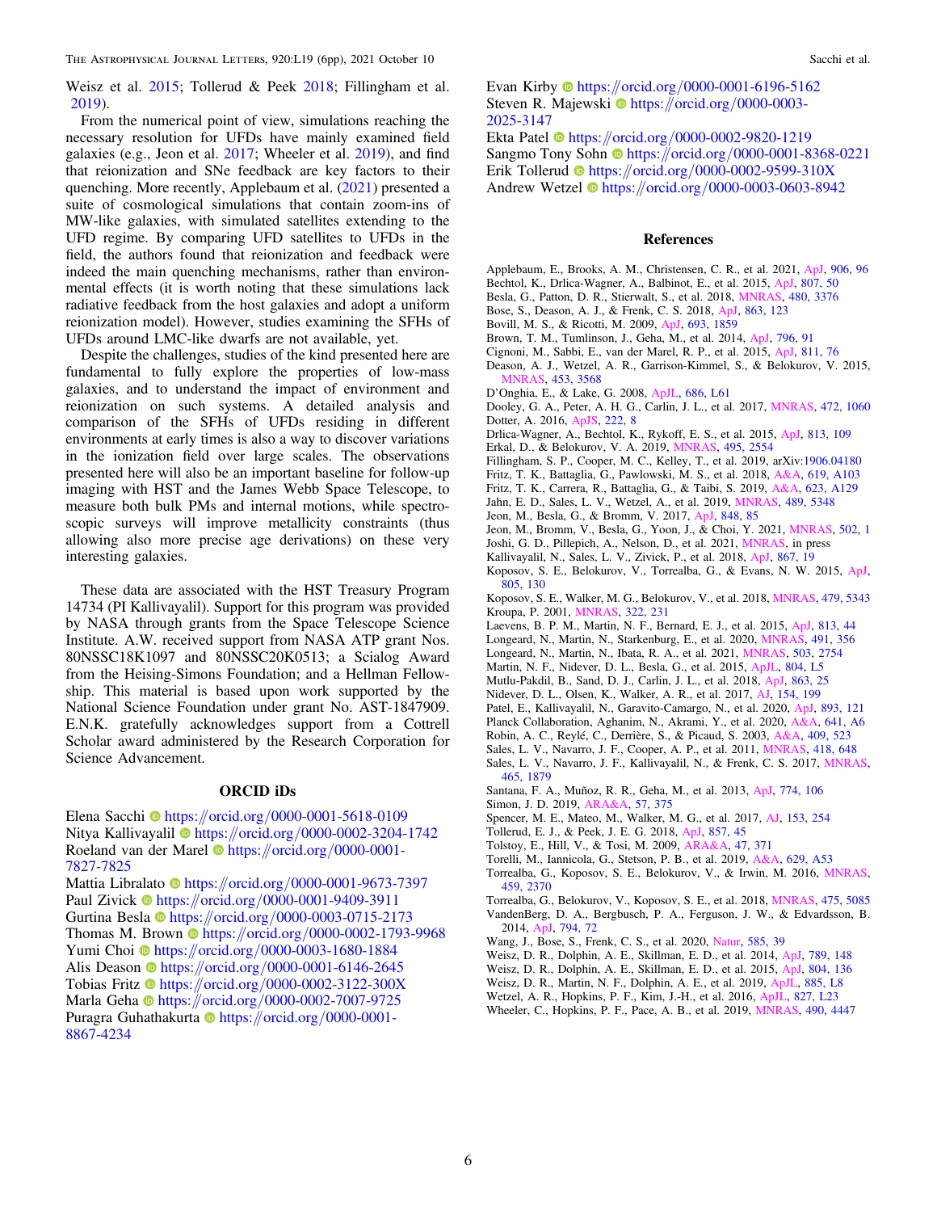Weisz et al. 2015; Tollerud & Peek 2018; Fillingham et al. 2019).

From the numerical point of view, simulations reaching the necessary resolution for UFDs have mainly examined field galaxies (e.g., Jeon et al. 2017; Wheeler et al. 2019), and find that reionization and SNe feedback are key factors to their quenching. More recently, Applebaum et al. (2021) presented a suite of cosmological simulations that contain zoom-ins of MW-like galaxies, with simulated satellites extending to the UFD regime. By comparing UFD satellites to UFDs in the field, the authors found that reionization and feedback were indeed the main quenching mechanisms, rather than environmental effects (it is worth noting that these simulations lack radiative feedback from the host galaxies and adopt a uniform reionization model). However, studies examining the SFHs of UFDs around LMC-like dwarfs are not available, yet.

Despite the challenges, studies of the kind presented here are fundamental to fully explore the properties of low-mass galaxies, and to understand the impact of environment and reionization on such systems. A detailed analysis and comparison of the SFHs of UFDs residing in different environments at early times is also a way to discover variations in the ionization field over large scales. The observations presented here will also be an important baseline for follow-up imaging with HST and the James Webb Space Telescope, to measure both bulk PMs and internal motions, while spectroscopic surveys will improve metallicity constraints (thus allowing also more precise age derivations) on these very interesting galaxies.

These data are associated with the HST Treasury Program 14734 (PI Kallivayalil). Support for this program was provided by NASA through grants from the Space Telescope Science Institute. A.W. received support from NASA ATP grant Nos. 80NSSC18K1097 and 80NSSC20K0513; a Scialog Award from the Heising-Simons Foundation; and a Hellman Fellowship. This material is based upon work supported by the National Science Foundation under grant No. AST-1847909. E.N.K. gratefully acknowledges support from a Cottrell Scholar award administered by the Research Corporation for Science Advancement.

## ORCID iDs

Elena Sacchi https://orcid.org/0000-0001-5618-0109
Nitya Kallivayalil https://orcid.org/0000-0002-3204-1742
Roeland van der Marel https://orcid.org/0000-0001-7827-7825
Mattia Libralato https://orcid.org/0000-0001-9673-7397
Paul Zivick https://orcid.org/0000-0001-9409-3911
Gurtina Besla https://orcid.org/0000-0003-0715-2173
Thomas M. Brown https://orcid.org/0000-0002-1793-9968
Yumi Choi https://orcid.org/0000-0003-1680-1884
Alis Deason https://orcid.org/0000-0001-6146-2645
Tobias Fritz https://orcid.org/0000-0002-3122-300X
Marla Geha https://orcid.org/0000-0002-7007-9725
Puragra Guhathakurta https://orcid.org/0000-0001-8867-4234
Evan Kirby https://orcid.org/0000-0001-6196-5162
Steven R. Majewski https://orcid.org/0000-0003-2025-3147
Ekta Patel https://orcid.org/0000-0002-9820-1219
Sangmo Tony Sohn https://orcid.org/0000-0001-8368-0221
Erik Tollerud https://orcid.org/0000-0002-9599-310X
Andrew Wetzel https://orcid.org/0000-0003-0603-8942

## References

Applebaum, E., Brooks, A. M., Christensen, C. R., et al. 2021, ApJ, 906, 96
Bechtol, K., Drlica-Wagner, A., Balbinot, E., et al. 2015, ApJ, 807, 50
Besla, G., Patton, D. R., Stierwalt, S., et al. 2018, MNRAS, 480, 3376
Bose, S., Deason, A. J., & Frenk, C. S. 2018, ApJ, 863, 123
Bovill, M. S., & Ricotti, M. 2009, ApJ, 693, 1859
Brown, T. M., Tumlinson, J., Geha, M., et al. 2014, ApJ, 796, 91
Cignoni, M., Sabbi, E., van der Marel, R. P., et al. 2015, ApJ, 811, 76
Deason, A. J., Wetzel, A. R., Garrison-Kimmel, S., & Belokurov, V. 2015, MNRAS, 453, 3568
D'Onghia, E., & Lake, G. 2008, ApJL, 686, L61
Dooley, G. A., Peter, A. H. G., Carlin, J. L., et al. 2017, MNRAS, 472, 1060
Dotter, A. 2016, ApJS, 222, 8
Drlica-Wagner, A., Bechtol, K., Rykoff, E. S., et al. 2015, ApJ, 813, 109
Erkal, D., & Belokurov, V. A. 2019, MNRAS, 495, 2554
Fillingham, S. P., Cooper, M. C., Kelley, T., et al. 2019, arXiv:1906.04180
Fritz, T. K., Battaglia, G., Pawlowski, M. S., et al. 2018, A&A, 619, A103
Fritz, T. K., Carrera, R., Battaglia, G., & Taibi, S. 2019, A&A, 623, A129
Jahn, E. D., Sales, L. V., Wetzel, A., et al. 2019, MNRAS, 489, 5348
Jeon, M., Besla, G., & Bromm, V. 2017, ApJ, 848, 85
Jeon, M., Bromm, V., Besla, G., Yoon, J., & Choi, Y. 2021, MNRAS, 502, 1
Joshi, G. D., Pillepich, A., Nelson, D., et al. 2021, MNRAS, in press
Kallivayalil, N., Sales, L. V., Zivick, P., et al. 2018, ApJ, 867, 19
Koposov, S. E., Belokurov, V., Torrealba, G., & Evans, N. W. 2015, ApJ, 805, 130
Koposov, S. E., Walker, M. G., Belokurov, V., et al. 2018, MNRAS, 479, 5343
Kroupa, P. 2001, MNRAS, 322, 231
Laevens, B. P. M., Martin, N. F., Bernard, E. J., et al. 2015, ApJ, 813, 44
Longeard, N., Martin, N., Starkenburg, E., et al. 2020, MNRAS, 491, 356
Longeard, N., Martin, N., Ibata, R. A., et al. 2021, MNRAS, 503, 2754
Martin, N. F., Nidever, D. L., Besla, G., et al. 2015, ApJL, 804, L5
Mutlu-Pakdil, B., Sand, D. J., Carlin, J. L., et al. 2018, ApJ, 863, 25
Nidever, D. L., Olsen, K., Walker, A. R., et al. 2017, AJ, 154, 199
Patel, E., Kallivayalil, N., Garavito-Camargo, N., et al. 2020, ApJ, 893, 121
Planck Collaboration, Aghanim, N., Akrami, Y., et al. 2020, A&A, 641, A6
Robin, A. C., Reylé, C., Derrière, S., & Picaud, S. 2003, A&A, 409, 523
Sales, L. V., Navarro, J. F., Cooper, A. P., et al. 2011, MNRAS, 418, 648
Sales, L. V., Navarro, J. F., Kallivayalil, N., & Frenk, C. S. 2017, MNRAS, 465, 1879
Santana, F. A., Muñoz, R. R., Geha, M., et al. 2013, ApJ, 774, 106
Simon, J. D. 2019, ARA&A, 57, 375
Spencer, M. E., Mateo, M., Walker, M. G., et al. 2017, AJ, 153, 254
Tollerud, E. J., & Peek, J. E. G. 2018, ApJ, 857, 45
Tolstoy, E., Hill, V., & Tosi, M. 2009, ARA&A, 47, 371
Torelli, M., Iannicola, G., Stetson, P. B., et al. 2019, A&A, 629, A53
Torrealba, G., Koposov, S. E., Belokurov, V., & Irwin, M. 2016, MNRAS, 459, 2370
Torrealba, G., Belokurov, V., Koposov, S. E., et al. 2018, MNRAS, 475, 5085
VandenBerg, D. A., Bergbusch, P. A., Ferguson, J. W., & Edvardsson, B. 2014, ApJ, 794, 72
Wang, J., Bose, S., Frenk, C. S., et al. 2020, Natur, 585, 39
Weisz, D. R., Dolphin, A. E., Skillman, E. D., et al. 2014, ApJ, 789, 148
Weisz, D. R., Dolphin, A. E., Skillman, E. D., et al. 2015, ApJ, 804, 136
Weisz, D. R., Martin, N. F., Dolphin, A. E., et al. 2019, ApJL, 885, L8
Wetzel, A. R., Hopkins, P. F., Kim, J.-H., et al. 2016, ApJL, 827, L23
Wheeler, C., Hopkins, P. F., Pace, A. B., et al. 2019, MNRAS, 490, 4447